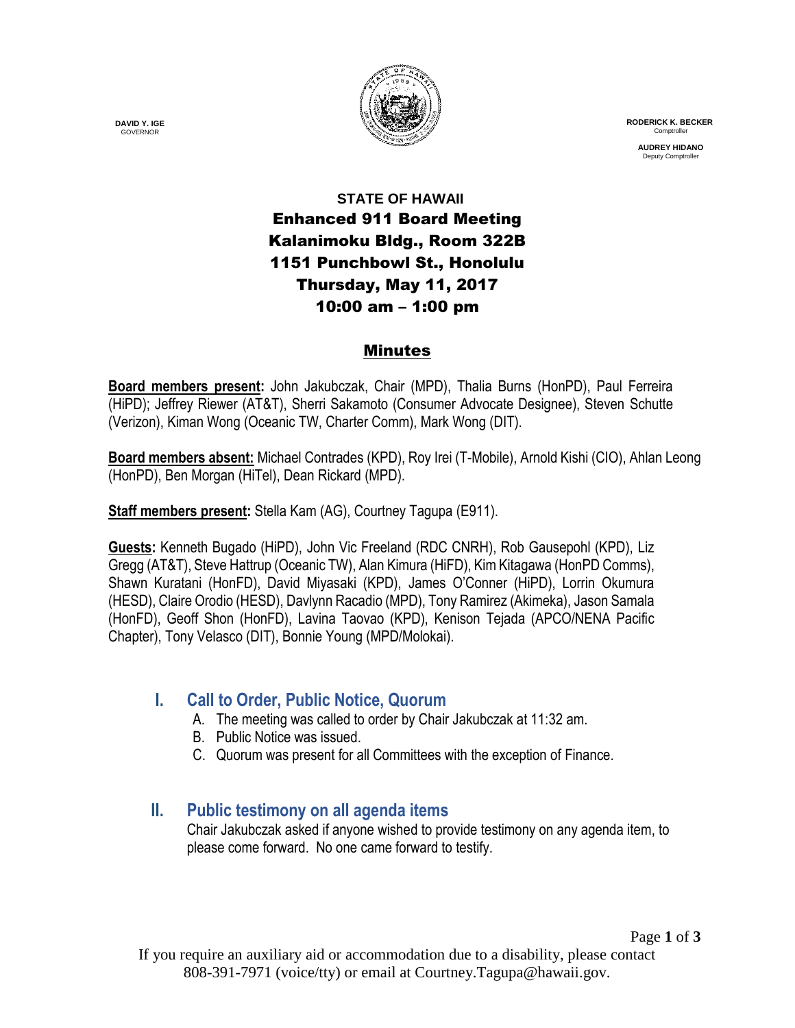**DAVID Y. IGE**
GOVERNOR

**RODERICK K. BECKER**
Comptroller

**AUDREY HIDANO**
Deputy Comptroller

# STATE OF HAWAII
## Enhanced 911 Board Meeting
## Kalanimoku Bldg., Room 322B
## 1151 Punchbowl St., Honolulu
## Thursday, May 11, 2017
## 10:00 am – 1:00 pm

## Minutes

**Board members present:** John Jakubczak, Chair (MPD), Thalia Burns (HonPD), Paul Ferreira (HiPD); Jeffrey Riewer (AT&T), Sherri Sakamoto (Consumer Advocate Designee), Steven Schutte (Verizon), Kiman Wong (Oceanic TW, Charter Comm), Mark Wong (DIT).

**Board members absent:** Michael Contrades (KPD), Roy Irei (T-Mobile), Arnold Kishi (CIO), Ahlan Leong (HonPD), Ben Morgan (HiTel), Dean Rickard (MPD).

**Staff members present:** Stella Kam (AG), Courtney Tagupa (E911).

**Guests:** Kenneth Bugado (HiPD), John Vic Freeland (RDC CNRH), Rob Gausepohl (KPD), Liz Gregg (AT&T), Steve Hattrup (Oceanic TW), Alan Kimura (HiFD), Kim Kitagawa (HonPD Comms), Shawn Kuratani (HonFD), David Miyasaki (KPD), James O'Conner (HiPD), Lorrin Okumura (HESD), Claire Orodio (HESD), Davlynn Racadio (MPD), Tony Ramirez (Akimeka), Jason Samala (HonFD), Geoff Shon (HonFD), Lavina Taovao (KPD), Kenison Tejada (APCO/NENA Pacific Chapter), Tony Velasco (DIT), Bonnie Young (MPD/Molokai).

### I. Call to Order, Public Notice, Quorum

A. The meeting was called to order by Chair Jakubczak at 11:32 am.
B. Public Notice was issued.
C. Quorum was present for all Committees with the exception of Finance.

### II. Public testimony on all agenda items

Chair Jakubczak asked if anyone wished to provide testimony on any agenda item, to please come forward. No one came forward to testify.

If you require an auxiliary aid or accommodation due to a disability, please contact 808-391-7971 (voice/tty) or email at Courtney.Tagupa@hawaii.gov.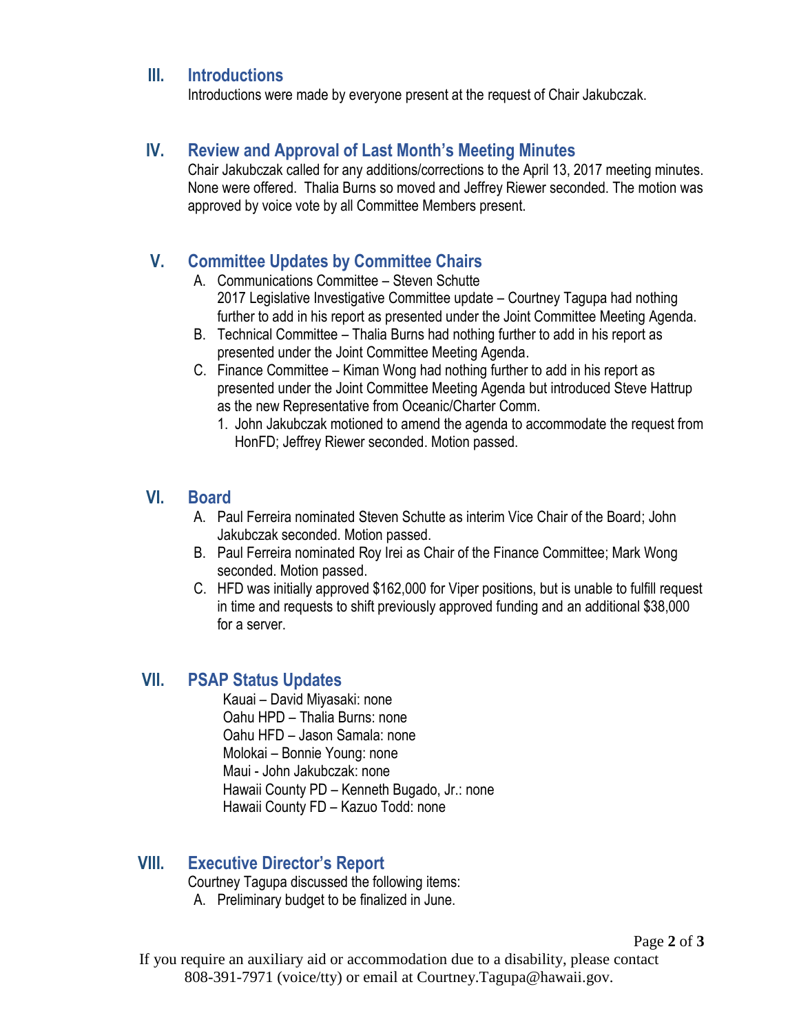## III. Introductions

Introductions were made by everyone present at the request of Chair Jakubczak.

## IV. Review and Approval of Last Month's Meeting Minutes

Chair Jakubczak called for any additions/corrections to the April 13, 2017 meeting minutes. None were offered. Thalia Burns so moved and Jeffrey Riewer seconded. The motion was approved by voice vote by all Committee Members present.

## V. Committee Updates by Committee Chairs

A. Communications Committee – Steven Schutte
   2017 Legislative Investigative Committee update – Courtney Tagupa had nothing further to add in his report as presented under the Joint Committee Meeting Agenda.

B. Technical Committee – Thalia Burns had nothing further to add in his report as presented under the Joint Committee Meeting Agenda.

C. Finance Committee – Kiman Wong had nothing further to add in his report as presented under the Joint Committee Meeting Agenda but introduced Steve Hattrup as the new Representative from Oceanic/Charter Comm.
   1. John Jakubczak motioned to amend the agenda to accommodate the request from HonFD; Jeffrey Riewer seconded. Motion passed.

## VI. Board

A. Paul Ferreira nominated Steven Schutte as interim Vice Chair of the Board; John Jakubczak seconded. Motion passed.

B. Paul Ferreira nominated Roy Irei as Chair of the Finance Committee; Mark Wong seconded. Motion passed.

C. HFD was initially approved $162,000 for Viper positions, but is unable to fulfill request in time and requests to shift previously approved funding and an additional $38,000 for a server.

## VII. PSAP Status Updates

Kauai – David Miyasaki: none
Oahu HPD – Thalia Burns: none
Oahu HFD – Jason Samala: none
Molokai – Bonnie Young: none
Maui - John Jakubczak: none
Hawaii County PD – Kenneth Bugado, Jr.: none
Hawaii County FD – Kazuo Todd: none

## VIII. Executive Director's Report

Courtney Tagupa discussed the following items:

A. Preliminary budget to be finalized in June.

If you require an auxiliary aid or accommodation due to a disability, please contact 808-391-7971 (voice/tty) or email at Courtney.Tagupa@hawaii.gov.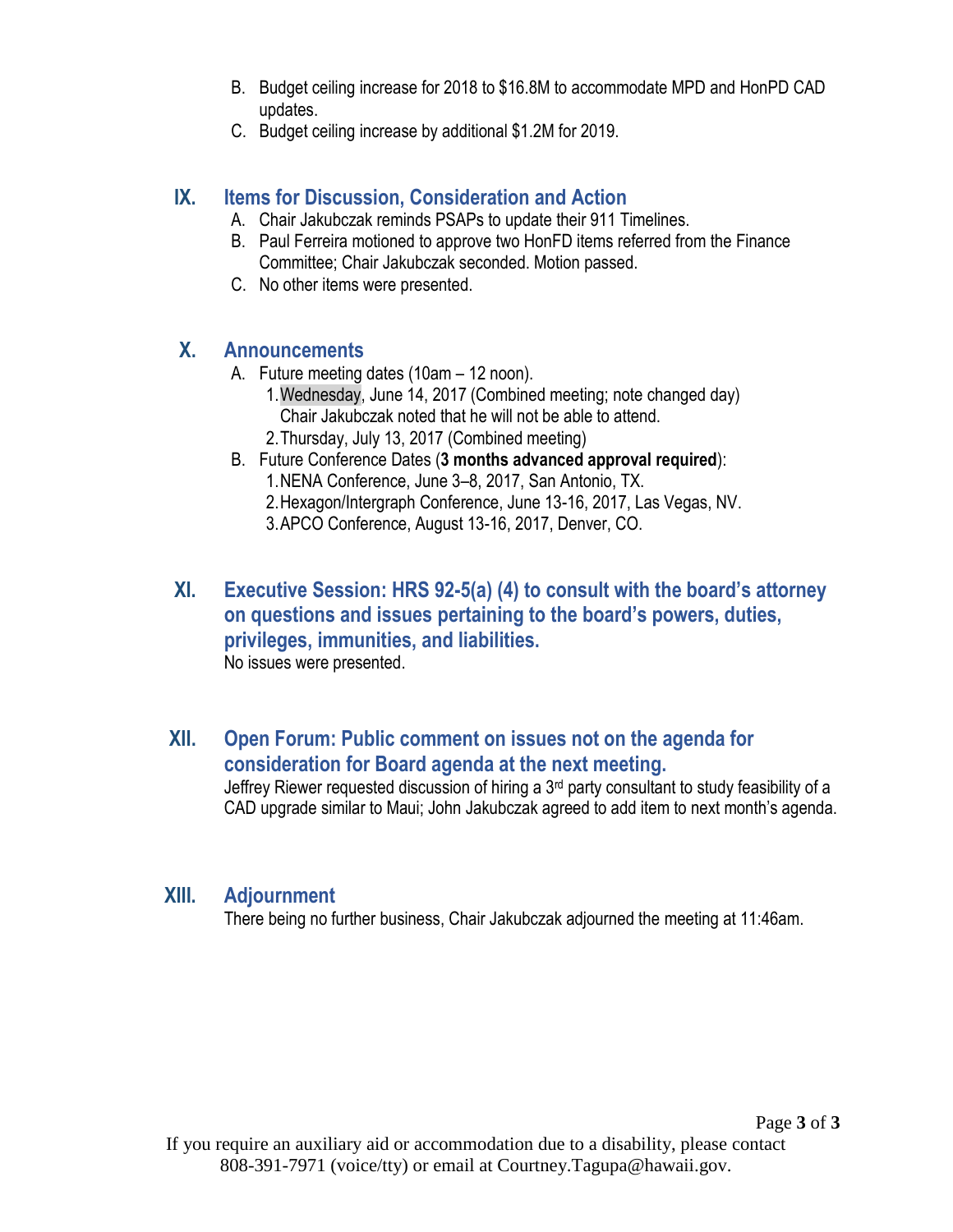B. Budget ceiling increase for 2018 to $16.8M to accommodate MPD and HonPD CAD updates.
C. Budget ceiling increase by additional $1.2M for 2019.

## IX. Items for Discussion, Consideration and Action

A. Chair Jakubczak reminds PSAPs to update their 911 Timelines.
B. Paul Ferreira motioned to approve two HonFD items referred from the Finance Committee; Chair Jakubczak seconded. Motion passed.
C. No other items were presented.

## X. Announcements

A. Future meeting dates (10am – 12 noon).
   1. Wednesday, June 14, 2017 (Combined meeting; note changed day) Chair Jakubczak noted that he will not be able to attend.
   2. Thursday, July 13, 2017 (Combined meeting)
B. Future Conference Dates (**3 months advanced approval required**):
   1. NENA Conference, June 3–8, 2017, San Antonio, TX.
   2. Hexagon/Intergraph Conference, June 13-16, 2017, Las Vegas, NV.
   3. APCO Conference, August 13-16, 2017, Denver, CO.

## XI. Executive Session: HRS 92-5(a) (4) to consult with the board's attorney on questions and issues pertaining to the board's powers, duties, privileges, immunities, and liabilities.

No issues were presented.

## XII. Open Forum: Public comment on issues not on the agenda for consideration for Board agenda at the next meeting.

Jeffrey Riewer requested discussion of hiring a 3rd party consultant to study feasibility of a CAD upgrade similar to Maui; John Jakubczak agreed to add item to next month's agenda.

## XIII. Adjournment

There being no further business, Chair Jakubczak adjourned the meeting at 11:46am.

If you require an auxiliary aid or accommodation due to a disability, please contact 808-391-7971 (voice/tty) or email at Courtney.Tagupa@hawaii.gov.